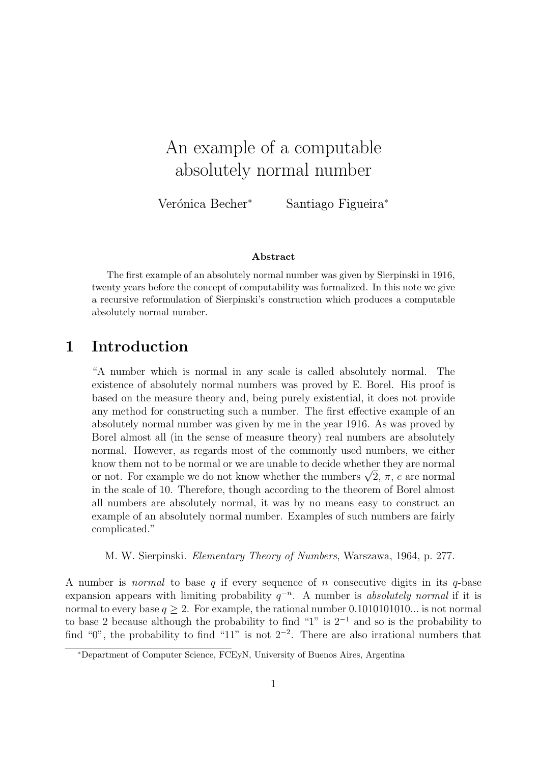# An example of a computable absolutely normal number

Verónica Becher[*] Santiago Figueira[*]

### Abstract

The first example of an absolutely normal number was given by Sierpinski in 1916, twenty years before the concept of computability was formalized. In this note we give a recursive reformulation of Sierpinski's construction which produces a computable absolutely normal number.

## 1 Introduction

> "A number which is normal in any scale is called absolutely normal. The existence of absolutely normal numbers was proved by E. Borel. His proof is based on the measure theory and, being purely existential, it does not provide any method for constructing such a number. The first effective example of an absolutely normal number was given by me in the year 1916. As was proved by Borel almost all (in the sense of measure theory) real numbers are absolutely normal. However, as regards most of the commonly used numbers, we either know them not to be normal or we are unable to decide whether they are normal or not. For example we do not know whether the numbers $\sqrt{2}$, $\pi$, $e$ are normal in the scale of 10. Therefore, though according to the theorem of Borel almost all numbers are absolutely normal, it was by no means easy to construct an example of an absolutely normal number. Examples of such numbers are fairly complicated."
>
> M. W. Sierpinski. *Elementary Theory of Numbers*, Warszawa, 1964, p. 277.

A number is *normal* to base $q$ if every sequence of $n$ consecutive digits in its $q$-base expansion appears with limiting probability $q^{-n}$. A number is *absolutely normal* if it is normal to every base $q \geq 2$. For example, the rational number 0.1010101010... is not normal to base 2 because although the probability to find "1" is $2^{-1}$ and so is the probability to find "0", the probability to find "11" is not $2^{-2}$. There are also irrational numbers that

[*]Department of Computer Science, FCEyN, University of Buenos Aires, Argentina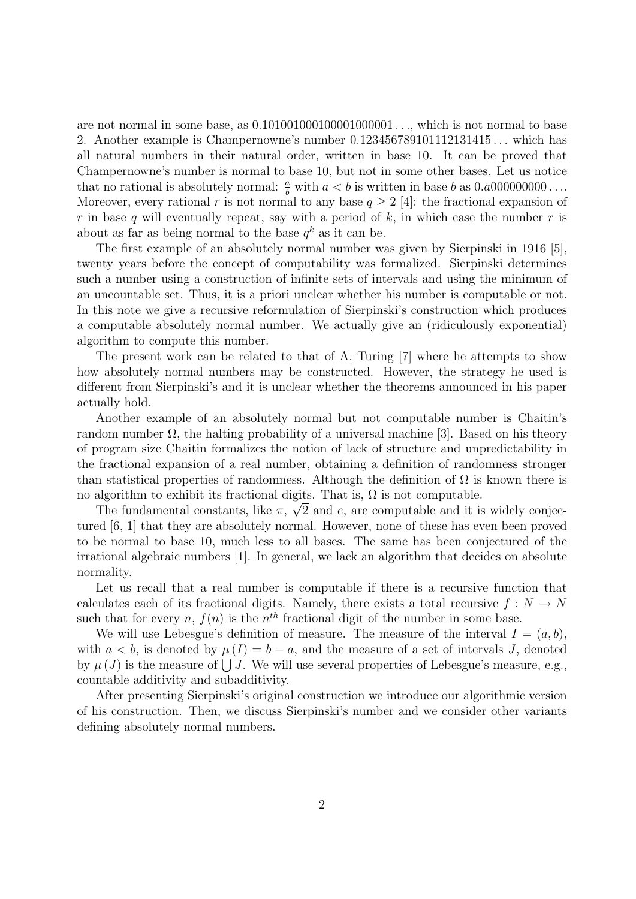are not normal in some base, as 0.101001000100001000001..., which is not normal to base 2. Another example is Champernowne's number 0.123456789101112131415... which has all natural numbers in their natural order, written in base 10. It can be proved that Champernowne's number is normal to base 10, but not in some other bases. Let us notice that no rational is absolutely normal: $\frac{a}{b}$ with $a < b$ is written in base $b$ as $0.a000000000\ldots$. Moreover, every rational $r$ is not normal to any base $q \geq 2$ [4]: the fractional expansion of $r$ in base $q$ will eventually repeat, say with a period of $k$, in which case the number $r$ is about as far as being normal to the base $q^k$ as it can be.

The first example of an absolutely normal number was given by Sierpinski in 1916 [5], twenty years before the concept of computability was formalized. Sierpinski determines such a number using a construction of infinite sets of intervals and using the minimum of an uncountable set. Thus, it is a priori unclear whether his number is computable or not. In this note we give a recursive reformulation of Sierpinski's construction which produces a computable absolutely normal number. We actually give an (ridiculously exponential) algorithm to compute this number.

The present work can be related to that of A. Turing [7] where he attempts to show how absolutely normal numbers may be constructed. However, the strategy he used is different from Sierpinski's and it is unclear whether the theorems announced in his paper actually hold.

Another example of an absolutely normal but not computable number is Chaitin's random number $\Omega$, the halting probability of a universal machine [3]. Based on his theory of program size Chaitin formalizes the notion of lack of structure and unpredictability in the fractional expansion of a real number, obtaining a definition of randomness stronger than statistical properties of randomness. Although the definition of $\Omega$ is known there is no algorithm to exhibit its fractional digits. That is, $\Omega$ is not computable.

The fundamental constants, like $\pi$, $\sqrt{2}$ and $e$, are computable and it is widely conjectured [6, 1] that they are absolutely normal. However, none of these has even been proved to be normal to base 10, much less to all bases. The same has been conjectured of the irrational algebraic numbers [1]. In general, we lack an algorithm that decides on absolute normality.

Let us recall that a real number is computable if there is a recursive function that calculates each of its fractional digits. Namely, there exists a total recursive $f : N \rightarrow N$ such that for every $n$, $f(n)$ is the $n^{th}$ fractional digit of the number in some base.

We will use Lebesgue's definition of measure. The measure of the interval $I = (a, b)$, with $a < b$, is denoted by $\mu(I) = b - a$, and the measure of a set of intervals $J$, denoted by $\mu(J)$ is the measure of $\bigcup J$. We will use several properties of Lebesgue's measure, e.g., countable additivity and subadditivity.

After presenting Sierpinski's original construction we introduce our algorithmic version of his construction. Then, we discuss Sierpinski's number and we consider other variants defining absolutely normal numbers.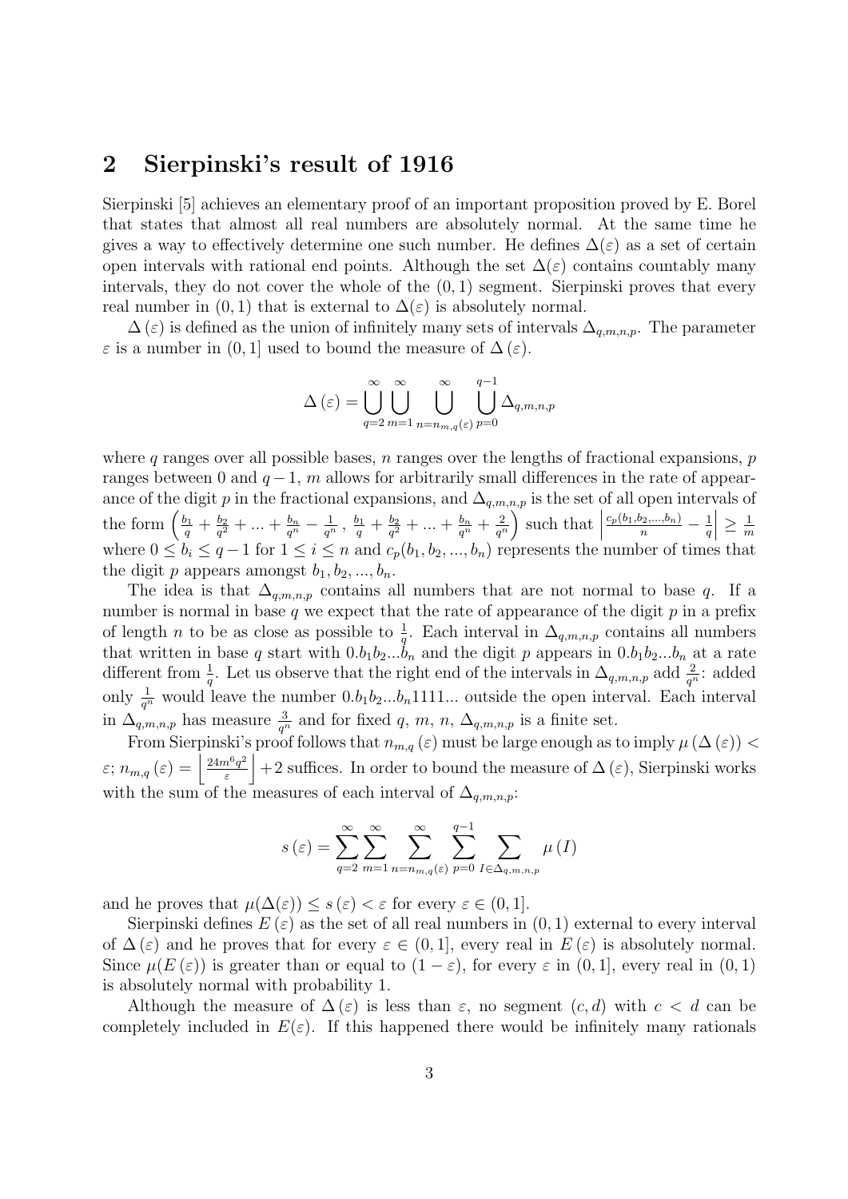## 2 Sierpinski's result of 1916

Sierpinski [5] achieves an elementary proof of an important proposition proved by E. Borel that states that almost all real numbers are absolutely normal. At the same time he gives a way to effectively determine one such number. He defines $\Delta(\varepsilon)$ as a set of certain open intervals with rational end points. Although the set $\Delta(\varepsilon)$ contains countably many intervals, they do not cover the whole of the $(0, 1)$ segment. Sierpinski proves that every real number in $(0, 1)$ that is external to $\Delta(\varepsilon)$ is absolutely normal.

$\Delta(\varepsilon)$ is defined as the union of infinitely many sets of intervals $\Delta_{q,m,n,p}$. The parameter $\varepsilon$ is a number in $(0, 1]$ used to bound the measure of $\Delta(\varepsilon)$.

$$\Delta(\varepsilon) = \bigcup_{q=2}^{\infty} \bigcup_{m=1}^{\infty} \bigcup_{n=n_{m,q}(\varepsilon)}^{\infty} \bigcup_{p=0}^{q-1} \Delta_{q,m,n,p}$$

where $q$ ranges over all possible bases, $n$ ranges over the lengths of fractional expansions, $p$ ranges between 0 and $q-1$, $m$ allows for arbitrarily small differences in the rate of appearance of the digit $p$ in the fractional expansions, and $\Delta_{q,m,n,p}$ is the set of all open intervals of the form $\left(\frac{b_1}{q} + \frac{b_2}{q^2} + ... + \frac{b_n}{q^n} - \frac{1}{q^n}, \frac{b_1}{q} + \frac{b_2}{q^2} + ... + \frac{b_n}{q^n} + \frac{2}{q^n}\right)$ such that $\left|\frac{c_p(b_1,b_2,...,b_n)}{n} - \frac{1}{q}\right| \geq \frac{1}{m}$ where $0 \leq b_i \leq q-1$ for $1 \leq i \leq n$ and $c_p(b_1, b_2, ..., b_n)$ represents the number of times that the digit $p$ appears amongst $b_1, b_2, ..., b_n$.

The idea is that $\Delta_{q,m,n,p}$ contains all numbers that are not normal to base $q$. If a number is normal in base $q$ we expect that the rate of appearance of the digit $p$ in a prefix of length $n$ to be as close as possible to $\frac{1}{q}$. Each interval in $\Delta_{q,m,n,p}$ contains all numbers that written in base $q$ start with $0.b_1b_2...b_n$ and the digit $p$ appears in $0.b_1b_2...b_n$ at a rate different from $\frac{1}{q}$. Let us observe that the right end of the intervals in $\Delta_{q,m,n,p}$ add $\frac{2}{q^n}$: added only $\frac{1}{q^n}$ would leave the number $0.b_1b_2...b_n1111...$ outside the open interval. Each interval in $\Delta_{q,m,n,p}$ has measure $\frac{3}{q^n}$ and for fixed $q$, $m$, $n$, $\Delta_{q,m,n,p}$ is a finite set.

From Sierpinski's proof follows that $n_{m,q}(\varepsilon)$ must be large enough as to imply $\mu(\Delta(\varepsilon)) < \varepsilon$; $n_{m,q}(\varepsilon) = \left\lfloor \frac{24m^6q^2}{\varepsilon} \right\rfloor + 2$ suffices. In order to bound the measure of $\Delta(\varepsilon)$, Sierpinski works with the sum of the measures of each interval of $\Delta_{q,m,n,p}$:

$$s(\varepsilon) = \sum_{q=2}^{\infty} \sum_{m=1}^{\infty} \sum_{n=n_{m,q}(\varepsilon)}^{\infty} \sum_{p=0}^{q-1} \sum_{I \in \Delta_{q,m,n,p}} \mu(I)$$

and he proves that $\mu(\Delta(\varepsilon)) \leq s(\varepsilon) < \varepsilon$ for every $\varepsilon \in (0, 1]$.

Sierpinski defines $E(\varepsilon)$ as the set of all real numbers in $(0, 1)$ external to every interval of $\Delta(\varepsilon)$ and he proves that for every $\varepsilon \in (0, 1]$, every real in $E(\varepsilon)$ is absolutely normal. Since $\mu(E(\varepsilon))$ is greater than or equal to $(1 - \varepsilon)$, for every $\varepsilon$ in $(0, 1]$, every real in $(0, 1)$ is absolutely normal with probability 1.

Although the measure of $\Delta(\varepsilon)$ is less than $\varepsilon$, no segment $(c, d)$ with $c < d$ can be completely included in $E(\varepsilon)$. If this happened there would be infinitely many rationals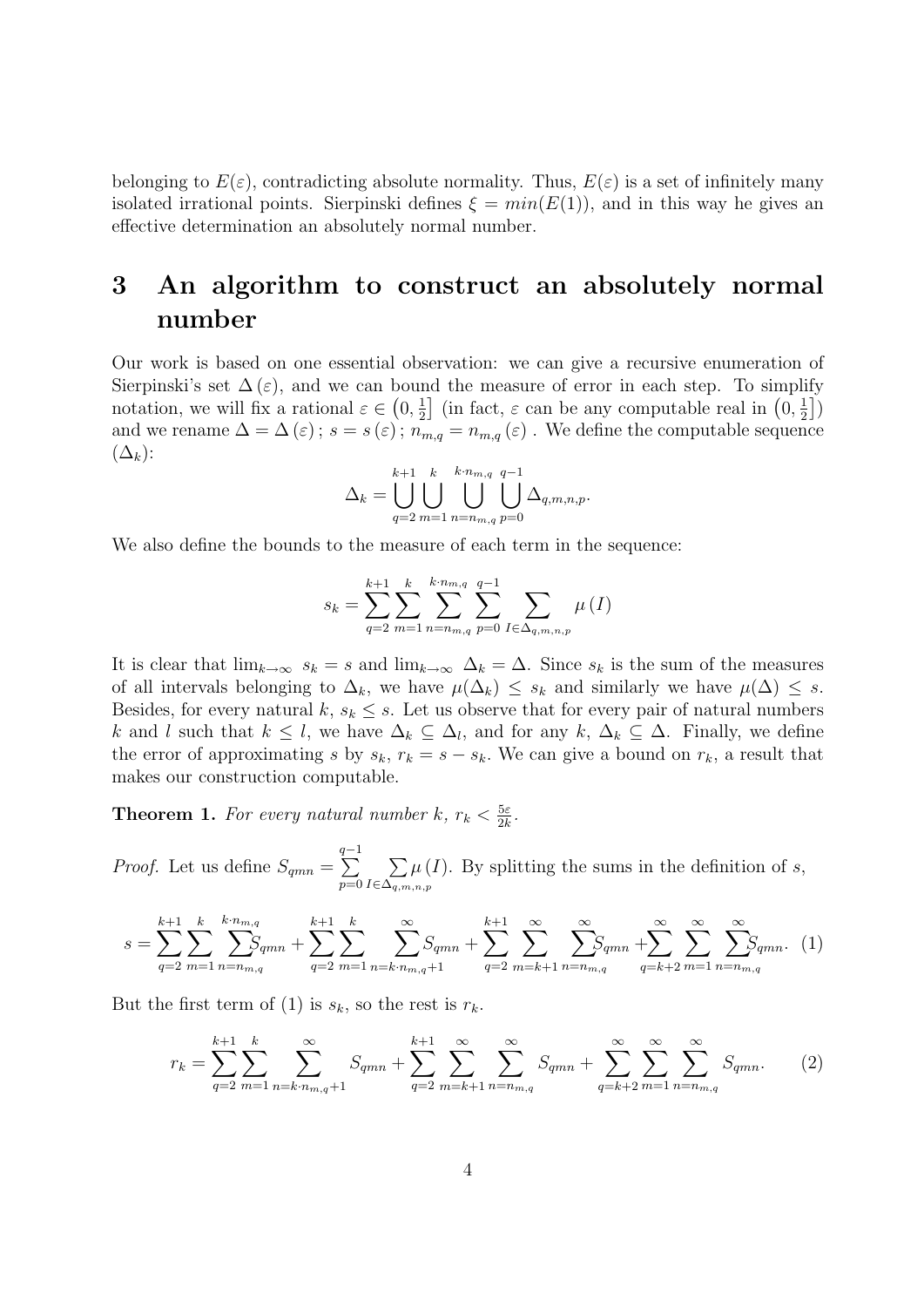belonging to $E(\varepsilon)$, contradicting absolute normality. Thus, $E(\varepsilon)$ is a set of infinitely many isolated irrational points. Sierpinski defines $\xi = min(E(1))$, and in this way he gives an effective determination an absolutely normal number.

# 3 An algorithm to construct an absolutely normal number

Our work is based on one essential observation: we can give a recursive enumeration of Sierpinski's set $\Delta(\varepsilon)$, and we can bound the measure of error in each step. To simplify notation, we will fix a rational $\varepsilon \in \left(0, \frac{1}{2}\right]$ (in fact, $\varepsilon$ can be any computable real in $\left(0, \frac{1}{2}\right]$) and we rename $\Delta = \Delta(\varepsilon)$; $s = s(\varepsilon)$; $n_{m,q} = n_{m,q}(\varepsilon)$. We define the computable sequence $(\Delta_k)$:

$$\Delta_k = \bigcup_{q=2}^{k+1} \bigcup_{m=1}^{k} \bigcup_{n=n_{m,q}}^{k \cdot n_{m,q}} \bigcup_{p=0}^{q-1} \Delta_{q,m,n,p}.$$

We also define the bounds to the measure of each term in the sequence:

$$s_k = \sum_{q=2}^{k+1} \sum_{m=1}^{k} \sum_{n=n_{m,q}}^{k \cdot n_{m,q}} \sum_{p=0}^{q-1} \sum_{I \in \Delta_{q,m,n,p}} \mu(I)$$

It is clear that $\lim_{k\to\infty} s_k = s$ and $\lim_{k\to\infty} \Delta_k = \Delta$. Since $s_k$ is the sum of the measures of all intervals belonging to $\Delta_k$, we have $\mu(\Delta_k) \leq s_k$ and similarly we have $\mu(\Delta) \leq s$. Besides, for every natural $k$, $s_k \leq s$. Let us observe that for every pair of natural numbers $k$ and $l$ such that $k \leq l$, we have $\Delta_k \subseteq \Delta_l$, and for any $k$, $\Delta_k \subseteq \Delta$. Finally, we define the error of approximating $s$ by $s_k$, $r_k = s - s_k$. We can give a bound on $r_k$, a result that makes our construction computable.

**Theorem 1.** *For every natural number $k$, $r_k < \frac{5\varepsilon}{2k}$.*

*Proof.* Let us define $S_{qmn} = \sum_{p=0}^{q-1} \sum_{I \in \Delta_{q,m,n,p}} \mu(I)$. By splitting the sums in the definition of $s$,

$$s = \sum_{q=2}^{k+1} \sum_{m=1}^{k} \sum_{n=n_{m,q}}^{k \cdot n_{m,q}} S_{qmn} + \sum_{q=2}^{k+1} \sum_{m=1}^{k} \sum_{n=k \cdot n_{m,q}+1}^{\infty} S_{qmn} + \sum_{q=2}^{k+1} \sum_{m=k+1}^{\infty} \sum_{n=n_{m,q}}^{\infty} S_{qmn} + \sum_{q=k+2}^{\infty} \sum_{m=1}^{\infty} \sum_{n=n_{m,q}}^{\infty} S_{qmn}. \quad (1)$$

But the first term of (1) is $s_k$, so the rest is $r_k$.

$$r_k = \sum_{q=2}^{k+1} \sum_{m=1}^{k} \sum_{n=k \cdot n_{m,q}+1}^{\infty} S_{qmn} + \sum_{q=2}^{k+1} \sum_{m=k+1}^{\infty} \sum_{n=n_{m,q}}^{\infty} S_{qmn} + \sum_{q=k+2}^{\infty} \sum_{m=1}^{\infty} \sum_{n=n_{m,q}}^{\infty} S_{qmn}. \quad (2)$$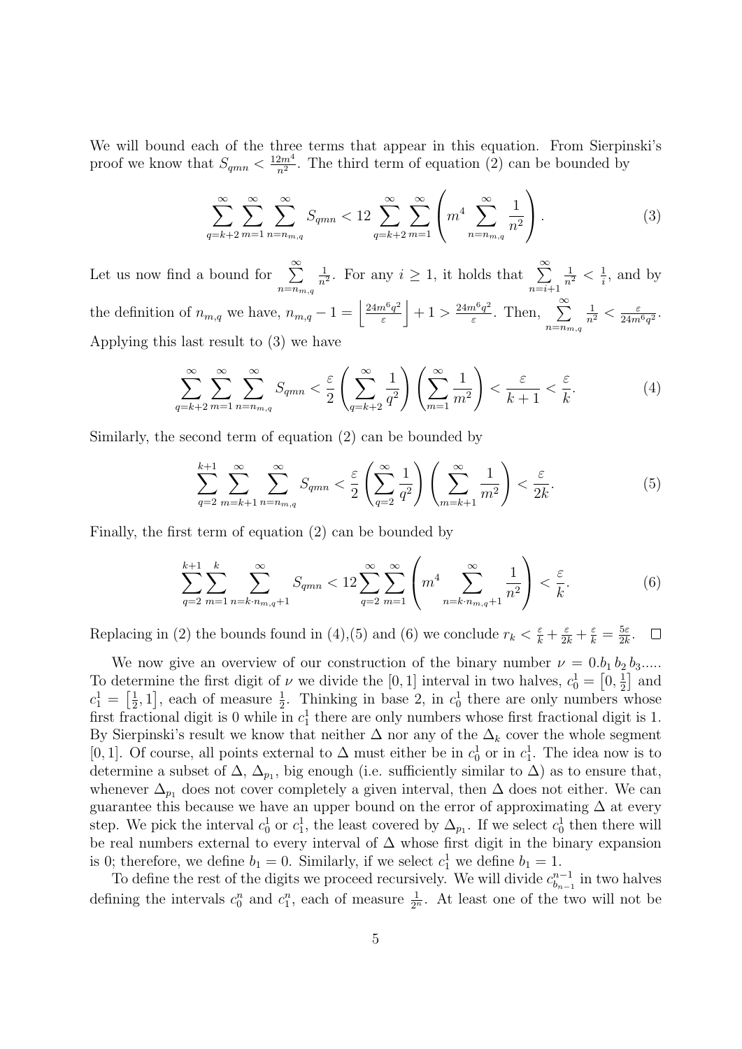We will bound each of the three terms that appear in this equation. From Sierpinski's proof we know that $S_{qmn} < \frac{12m^4}{n^2}$. The third term of equation (2) can be bounded by

$$\sum_{q=k+2}^{\infty}\sum_{m=1}^{\infty}\sum_{n=n_{m,q}}^{\infty} S_{qmn} < 12\sum_{q=k+2}^{\infty}\sum_{m=1}^{\infty}\left(m^4\sum_{n=n_{m,q}}^{\infty}\frac{1}{n^2}\right). \tag{3}$$

Let us now find a bound for $\sum_{n=n_{m,q}}^{\infty}\frac{1}{n^2}$. For any $i \geq 1$, it holds that $\sum_{n=i+1}^{\infty}\frac{1}{n^2} < \frac{1}{i}$, and by the definition of $n_{m,q}$ we have, $n_{m,q} - 1 = \left\lfloor\frac{24m^6q^2}{\varepsilon}\right\rfloor + 1 > \frac{24m^6q^2}{\varepsilon}$. Then, $\sum_{n=n_{m,q}}^{\infty}\frac{1}{n^2} < \frac{\varepsilon}{24m^6q^2}$. Applying this last result to (3) we have

$$\sum_{q=k+2}^{\infty}\sum_{m=1}^{\infty}\sum_{n=n_{m,q}}^{\infty} S_{qmn} < \frac{\varepsilon}{2}\left(\sum_{q=k+2}^{\infty}\frac{1}{q^2}\right)\left(\sum_{m=1}^{\infty}\frac{1}{m^2}\right) < \frac{\varepsilon}{k+1} < \frac{\varepsilon}{k}. \tag{4}$$

Similarly, the second term of equation (2) can be bounded by

$$\sum_{q=2}^{k+1}\sum_{m=k+1}^{\infty}\sum_{n=n_{m,q}}^{\infty} S_{qmn} < \frac{\varepsilon}{2}\left(\sum_{q=2}^{\infty}\frac{1}{q^2}\right)\left(\sum_{m=k+1}^{\infty}\frac{1}{m^2}\right) < \frac{\varepsilon}{2k}. \tag{5}$$

Finally, the first term of equation (2) can be bounded by

$$\sum_{q=2}^{k+1}\sum_{m=1}^{k}\sum_{n=k\cdot n_{m,q}+1}^{\infty} S_{qmn} < 12\sum_{q=2}^{\infty}\sum_{m=1}^{\infty}\left(m^4\sum_{n=k\cdot n_{m,q}+1}^{\infty}\frac{1}{n^2}\right) < \frac{\varepsilon}{k}. \tag{6}$$

Replacing in (2) the bounds found in (4),(5) and (6) we conclude $r_k < \frac{\varepsilon}{k} + \frac{\varepsilon}{2k} + \frac{\varepsilon}{k} = \frac{5\varepsilon}{2k}$. □

We now give an overview of our construction of the binary number $\nu = 0.b_1\,b_2\,b_3.....$ To determine the first digit of $\nu$ we divide the $[0,1]$ interval in two halves, $c_0^1 = \left[0, \frac{1}{2}\right]$ and $c_1^1 = \left[\frac{1}{2}, 1\right]$, each of measure $\frac{1}{2}$. Thinking in base 2, in $c_0^1$ there are only numbers whose first fractional digit is 0 while in $c_1^1$ there are only numbers whose first fractional digit is 1. By Sierpinski's result we know that neither $\Delta$ nor any of the $\Delta_k$ cover the whole segment $[0,1]$. Of course, all points external to $\Delta$ must either be in $c_0^1$ or in $c_1^1$. The idea now is to determine a subset of $\Delta$, $\Delta_{p_1}$, big enough (i.e. sufficiently similar to $\Delta$) as to ensure that, whenever $\Delta_{p_1}$ does not cover completely a given interval, then $\Delta$ does not either. We can guarantee this because we have an upper bound on the error of approximating $\Delta$ at every step. We pick the interval $c_0^1$ or $c_1^1$, the least covered by $\Delta_{p_1}$. If we select $c_0^1$ then there will be real numbers external to every interval of $\Delta$ whose first digit in the binary expansion is 0; therefore, we define $b_1 = 0$. Similarly, if we select $c_1^1$ we define $b_1 = 1$.

To define the rest of the digits we proceed recursively. We will divide $c_{b_{n-1}}^{n-1}$ in two halves defining the intervals $c_0^n$ and $c_1^n$, each of measure $\frac{1}{2^n}$. At least one of the two will not be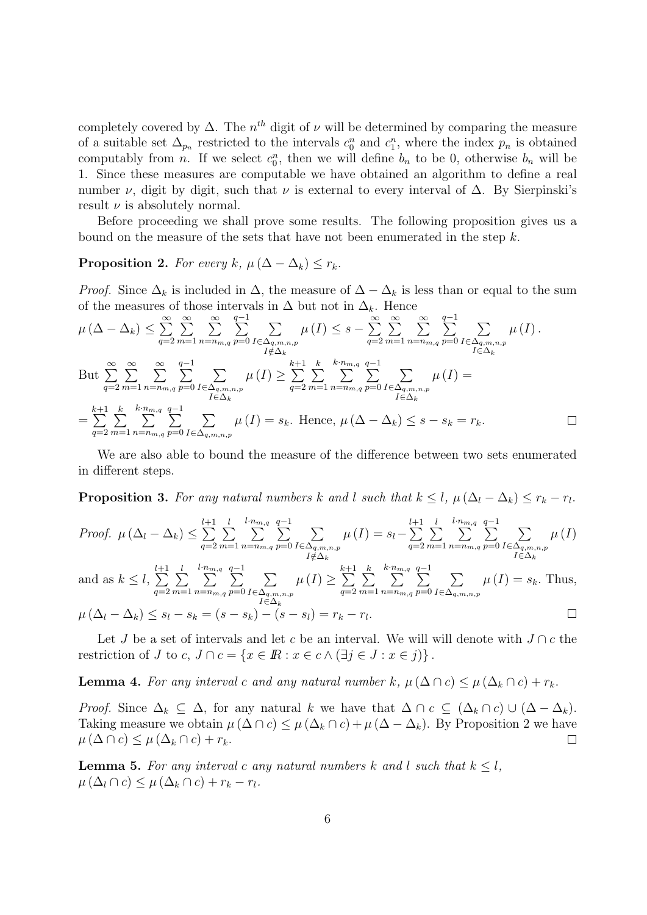completely covered by $\Delta$. The $n^{th}$ digit of $\nu$ will be determined by comparing the measure of a suitable set $\Delta_{p_n}$ restricted to the intervals $c_0^n$ and $c_1^n$, where the index $p_n$ is obtained computably from $n$. If we select $c_0^n$, then we will define $b_n$ to be 0, otherwise $b_n$ will be 1. Since these measures are computable we have obtained an algorithm to define a real number $\nu$, digit by digit, such that $\nu$ is external to every interval of $\Delta$. By Sierpinski's result $\nu$ is absolutely normal.

Before proceeding we shall prove some results. The following proposition gives us a bound on the measure of the sets that have not been enumerated in the step $k$.

**Proposition 2.** *For every $k$, $\mu(\Delta - \Delta_k) \leq r_k$.*

*Proof.* Since $\Delta_k$ is included in $\Delta$, the measure of $\Delta - \Delta_k$ is less than or equal to the sum of the measures of those intervals in $\Delta$ but not in $\Delta_k$. Hence

$$\mu(\Delta - \Delta_k) \leq \sum_{q=2}^{\infty}\sum_{m=1}^{\infty}\sum_{n=n_{m,q}}^{\infty}\sum_{p=0}^{q-1}\sum_{\substack{I\in\Delta_{q,m,n,p}\\ I\notin\Delta_k}} \mu(I) \leq s - \sum_{q=2}^{\infty}\sum_{m=1}^{\infty}\sum_{n=n_{m,q}}^{\infty}\sum_{p=0}^{q-1}\sum_{\substack{I\in\Delta_{q,m,n,p}\\ I\in\Delta_k}} \mu(I).$$

But $\sum_{q=2}^{\infty}\sum_{m=1}^{\infty}\sum_{n=n_{m,q}}^{\infty}\sum_{p=0}^{q-1}\sum_{\substack{I\in\Delta_{q,m,n,p}\\ I\in\Delta_k}} \mu(I) \geq \sum_{q=2}^{k+1}\sum_{m=1}^{k}\sum_{n=n_{m,q}}^{k\cdot n_{m,q}}\sum_{p=0}^{q-1}\sum_{\substack{I\in\Delta_{q,m,n,p}\\ I\in\Delta_k}} \mu(I) =$

$= \sum_{q=2}^{k+1}\sum_{m=1}^{k}\sum_{n=n_{m,q}}^{k\cdot n_{m,q}}\sum_{p=0}^{q-1}\sum_{I\in\Delta_{q,m,n,p}} \mu(I) = s_k$. Hence, $\mu(\Delta - \Delta_k) \leq s - s_k = r_k$. $\square$

We are also able to bound the measure of the difference between two sets enumerated in different steps.

**Proposition 3.** *For any natural numbers $k$ and $l$ such that $k \leq l$, $\mu(\Delta_l - \Delta_k) \leq r_k - r_l$.*

*Proof.* $\mu(\Delta_l - \Delta_k) \leq \sum_{q=2}^{l+1}\sum_{m=1}^{l}\sum_{n=n_{m,q}}^{l\cdot n_{m,q}}\sum_{p=0}^{q-1}\sum_{\substack{I\in\Delta_{q,m,n,p}\\ I\notin\Delta_k}} \mu(I) = s_l - \sum_{q=2}^{l+1}\sum_{m=1}^{l}\sum_{n=n_{m,q}}^{l\cdot n_{m,q}}\sum_{p=0}^{q-1}\sum_{\substack{I\in\Delta_{q,m,n,p}\\ I\in\Delta_k}} \mu(I)$

and as $k \leq l$, $\sum_{q=2}^{l+1}\sum_{m=1}^{l}\sum_{n=n_{m,q}}^{l\cdot n_{m,q}}\sum_{p=0}^{q-1}\sum_{\substack{I\in\Delta_{q,m,n,p}\\ I\in\Delta_k}} \mu(I) \geq \sum_{q=2}^{k+1}\sum_{m=1}^{k}\sum_{n=n_{m,q}}^{k\cdot n_{m,q}}\sum_{p=0}^{q-1}\sum_{I\in\Delta_{q,m,n,p}} \mu(I) = s_k$. Thus,

$\mu(\Delta_l - \Delta_k) \leq s_l - s_k = (s - s_k) - (s - s_l) = r_k - r_l$. $\square$

Let $J$ be a set of intervals and let $c$ be an interval. We will will denote with $J \cap c$ the restriction of $J$ to $c$, $J \cap c = \{x \in \mathbb{R} : x \in c \wedge (\exists j \in J : x \in j)\}$.

**Lemma 4.** *For any interval $c$ and any natural number $k$, $\mu(\Delta \cap c) \leq \mu(\Delta_k \cap c) + r_k$.*

*Proof.* Since $\Delta_k \subseteq \Delta$, for any natural $k$ we have that $\Delta \cap c \subseteq (\Delta_k \cap c) \cup (\Delta - \Delta_k)$. Taking measure we obtain $\mu(\Delta \cap c) \leq \mu(\Delta_k \cap c) + \mu(\Delta - \Delta_k)$. By Proposition 2 we have $\mu(\Delta \cap c) \leq \mu(\Delta_k \cap c) + r_k$. $\square$

**Lemma 5.** *For any interval $c$ any natural numbers $k$ and $l$ such that $k \leq l$, $\mu(\Delta_l \cap c) \leq \mu(\Delta_k \cap c) + r_k - r_l$.*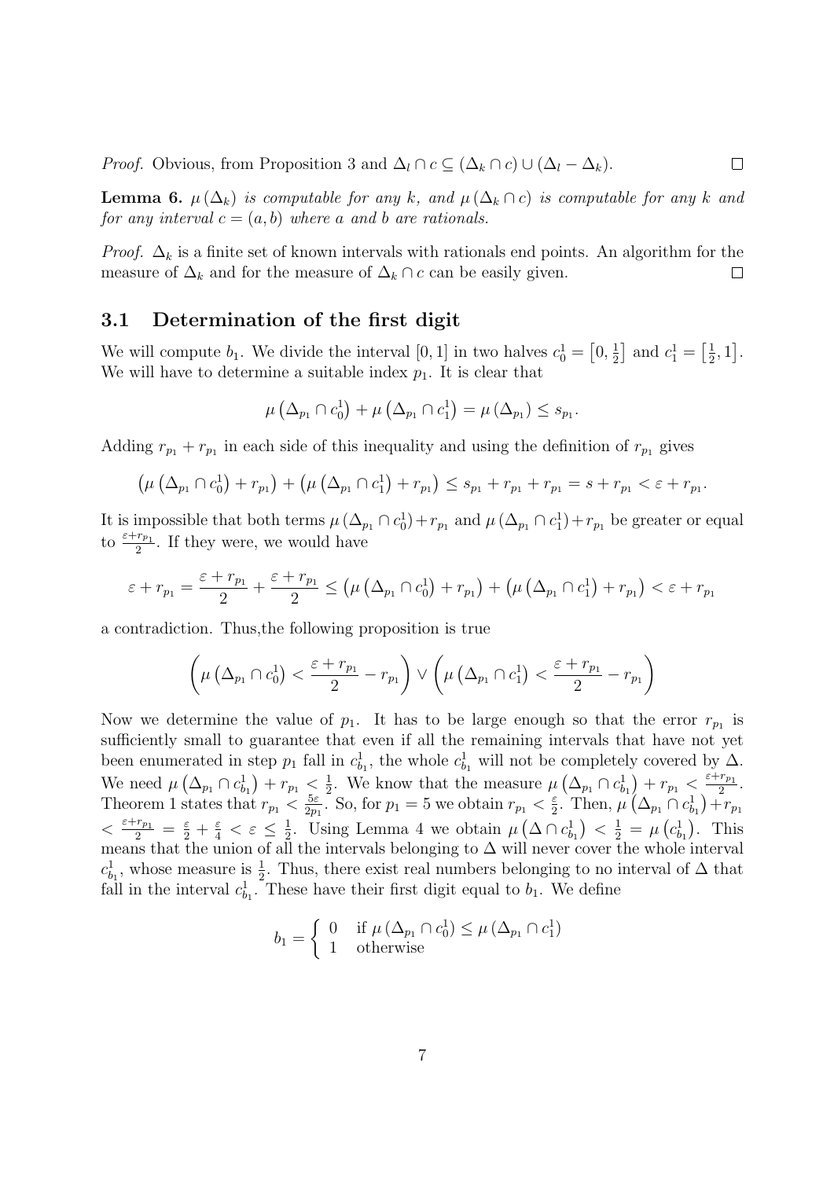*Proof.* Obvious, from Proposition 3 and $\Delta_l \cap c \subseteq (\Delta_k \cap c) \cup (\Delta_l - \Delta_k)$. $\square$

**Lemma 6.** *$\mu(\Delta_k)$ is computable for any $k$, and $\mu(\Delta_k \cap c)$ is computable for any $k$ and for any interval $c = (a, b)$ where $a$ and $b$ are rationals.*

*Proof.* $\Delta_k$ is a finite set of known intervals with rationals end points. An algorithm for the measure of $\Delta_k$ and for the measure of $\Delta_k \cap c$ can be easily given. $\square$

### 3.1 Determination of the first digit

We will compute $b_1$. We divide the interval $[0, 1]$ in two halves $c_0^1 = \left[0, \frac{1}{2}\right]$ and $c_1^1 = \left[\frac{1}{2}, 1\right]$. We will have to determine a suitable index $p_1$. It is clear that

$$\mu\left(\Delta_{p_1} \cap c_0^1\right) + \mu\left(\Delta_{p_1} \cap c_1^1\right) = \mu\left(\Delta_{p_1}\right) \leq s_{p_1}.$$

Adding $r_{p_1} + r_{p_1}$ in each side of this inequality and using the definition of $r_{p_1}$ gives

$$\left(\mu\left(\Delta_{p_1} \cap c_0^1\right) + r_{p_1}\right) + \left(\mu\left(\Delta_{p_1} \cap c_1^1\right) + r_{p_1}\right) \leq s_{p_1} + r_{p_1} + r_{p_1} = s + r_{p_1} < \varepsilon + r_{p_1}.$$

It is impossible that both terms $\mu\left(\Delta_{p_1} \cap c_0^1\right) + r_{p_1}$ and $\mu\left(\Delta_{p_1} \cap c_1^1\right) + r_{p_1}$ be greater or equal to $\frac{\varepsilon + r_{p_1}}{2}$. If they were, we would have

$$\varepsilon + r_{p_1} = \frac{\varepsilon + r_{p_1}}{2} + \frac{\varepsilon + r_{p_1}}{2} \leq \left(\mu\left(\Delta_{p_1} \cap c_0^1\right) + r_{p_1}\right) + \left(\mu\left(\Delta_{p_1} \cap c_1^1\right) + r_{p_1}\right) < \varepsilon + r_{p_1}$$

a contradiction. Thus,the following proposition is true

$$\left(\mu\left(\Delta_{p_1} \cap c_0^1\right) < \frac{\varepsilon + r_{p_1}}{2} - r_{p_1}\right) \vee \left(\mu\left(\Delta_{p_1} \cap c_1^1\right) < \frac{\varepsilon + r_{p_1}}{2} - r_{p_1}\right)$$

Now we determine the value of $p_1$. It has to be large enough so that the error $r_{p_1}$ is sufficiently small to guarantee that even if all the remaining intervals that have not yet been enumerated in step $p_1$ fall in $c_{b_1}^1$, the whole $c_{b_1}^1$ will not be completely covered by $\Delta$. We need $\mu\left(\Delta_{p_1} \cap c_{b_1}^1\right) + r_{p_1} < \frac{1}{2}$. We know that the measure $\mu\left(\Delta_{p_1} \cap c_{b_1}^1\right) + r_{p_1} < \frac{\varepsilon + r_{p_1}}{2}$. Theorem 1 states that $r_{p_1} < \frac{5\varepsilon}{2p_1}$. So, for $p_1 = 5$ we obtain $r_{p_1} < \frac{\varepsilon}{2}$. Then, $\mu\left(\Delta_{p_1} \cap c_{b_1}^1\right) + r_{p_1} < \frac{\varepsilon + r_{p_1}}{2} = \frac{\varepsilon}{2} + \frac{\varepsilon}{4} < \varepsilon \leq \frac{1}{2}$. Using Lemma 4 we obtain $\mu\left(\Delta \cap c_{b_1}^1\right) < \frac{1}{2} = \mu\left(c_{b_1}^1\right)$. This means that the union of all the intervals belonging to $\Delta$ will never cover the whole interval $c_{b_1}^1$, whose measure is $\frac{1}{2}$. Thus, there exist real numbers belonging to no interval of $\Delta$ that fall in the interval $c_{b_1}^1$. These have their first digit equal to $b_1$. We define

$$b_1 = \begin{cases} 0 & \text{if } \mu\left(\Delta_{p_1} \cap c_0^1\right) \leq \mu\left(\Delta_{p_1} \cap c_1^1\right) \\ 1 & \text{otherwise} \end{cases}$$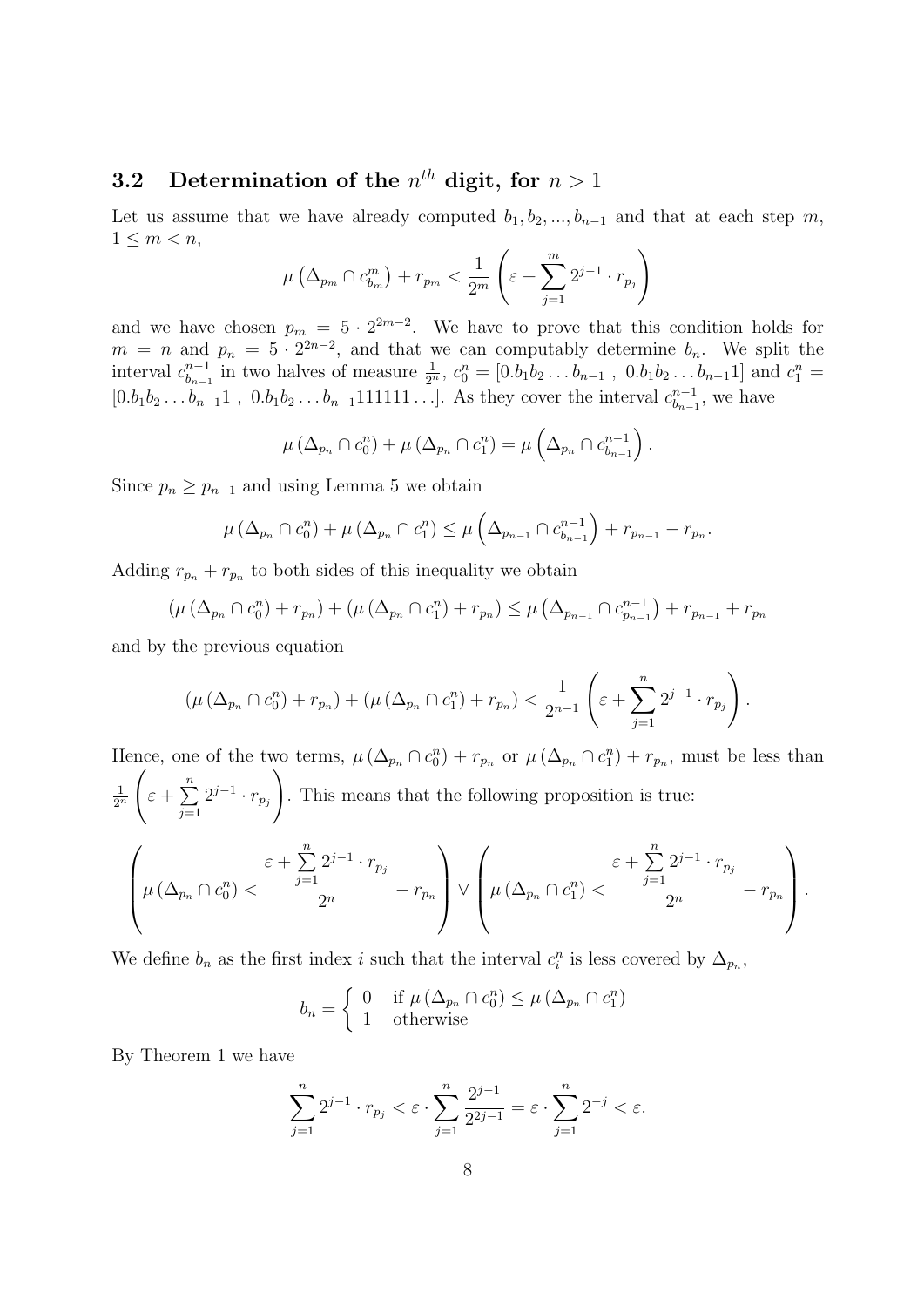### 3.2 Determination of the $n^{th}$ digit, for $n > 1$

Let us assume that we have already computed $b_1, b_2, ..., b_{n-1}$ and that at each step $m$, $1 \leq m < n$,

$$\mu\left(\Delta_{p_m} \cap c^m_{b_m}\right) + r_{p_m} < \frac{1}{2^m}\left(\varepsilon + \sum_{j=1}^{m} 2^{j-1} \cdot r_{p_j}\right)$$

and we have chosen $p_m = 5 \cdot 2^{2m-2}$. We have to prove that this condition holds for $m = n$ and $p_n = 5 \cdot 2^{2n-2}$, and that we can computably determine $b_n$. We split the interval $c^{n-1}_{b_{n-1}}$ in two halves of measure $\frac{1}{2^n}$, $c^n_0 = [0.b_1b_2\ldots b_{n-1}\ ,\ 0.b_1b_2\ldots b_{n-1}1]$ and $c^n_1 = [0.b_1b_2\ldots b_{n-1}1\ ,\ 0.b_1b_2\ldots b_{n-1}111111\ldots]$. As they cover the interval $c^{n-1}_{b_{n-1}}$, we have

$$\mu\left(\Delta_{p_n} \cap c^n_0\right) + \mu\left(\Delta_{p_n} \cap c^n_1\right) = \mu\left(\Delta_{p_n} \cap c^{n-1}_{b_{n-1}}\right).$$

Since $p_n \geq p_{n-1}$ and using Lemma 5 we obtain

$$\mu\left(\Delta_{p_n} \cap c^n_0\right) + \mu\left(\Delta_{p_n} \cap c^n_1\right) \leq \mu\left(\Delta_{p_{n-1}} \cap c^{n-1}_{b_{n-1}}\right) + r_{p_{n-1}} - r_{p_n}.$$

Adding $r_{p_n} + r_{p_n}$ to both sides of this inequality we obtain

$$\left(\mu\left(\Delta_{p_n} \cap c^n_0\right) + r_{p_n}\right) + \left(\mu\left(\Delta_{p_n} \cap c^n_1\right) + r_{p_n}\right) \leq \mu\left(\Delta_{p_{n-1}} \cap c^{n-1}_{p_{n-1}}\right) + r_{p_{n-1}} + r_{p_n}$$

and by the previous equation

$$\left(\mu\left(\Delta_{p_n} \cap c^n_0\right) + r_{p_n}\right) + \left(\mu\left(\Delta_{p_n} \cap c^n_1\right) + r_{p_n}\right) < \frac{1}{2^{n-1}}\left(\varepsilon + \sum_{j=1}^{n} 2^{j-1} \cdot r_{p_j}\right).$$

Hence, one of the two terms, $\mu\left(\Delta_{p_n} \cap c^n_0\right) + r_{p_n}$ or $\mu\left(\Delta_{p_n} \cap c^n_1\right) + r_{p_n}$, must be less than $\frac{1}{2^n}\left(\varepsilon + \sum\limits_{j=1}^{n} 2^{j-1} \cdot r_{p_j}\right)$. This means that the following proposition is true:

$$\left(\mu\left(\Delta_{p_n} \cap c^n_0\right) < \frac{\varepsilon + \sum\limits_{j=1}^{n} 2^{j-1} \cdot r_{p_j}}{2^n} - r_{p_n}\right) \vee \left(\mu\left(\Delta_{p_n} \cap c^n_1\right) < \frac{\varepsilon + \sum\limits_{j=1}^{n} 2^{j-1} \cdot r_{p_j}}{2^n} - r_{p_n}\right).$$

We define $b_n$ as the first index $i$ such that the interval $c^n_i$ is less covered by $\Delta_{p_n}$,

$$b_n = \begin{cases} 0 & \text{if } \mu\left(\Delta_{p_n} \cap c^n_0\right) \leq \mu\left(\Delta_{p_n} \cap c^n_1\right) \\ 1 & \text{otherwise} \end{cases}$$

By Theorem 1 we have

$$\sum_{j=1}^{n} 2^{j-1} \cdot r_{p_j} < \varepsilon \cdot \sum_{j=1}^{n} \frac{2^{j-1}}{2^{2j-1}} = \varepsilon \cdot \sum_{j=1}^{n} 2^{-j} < \varepsilon.$$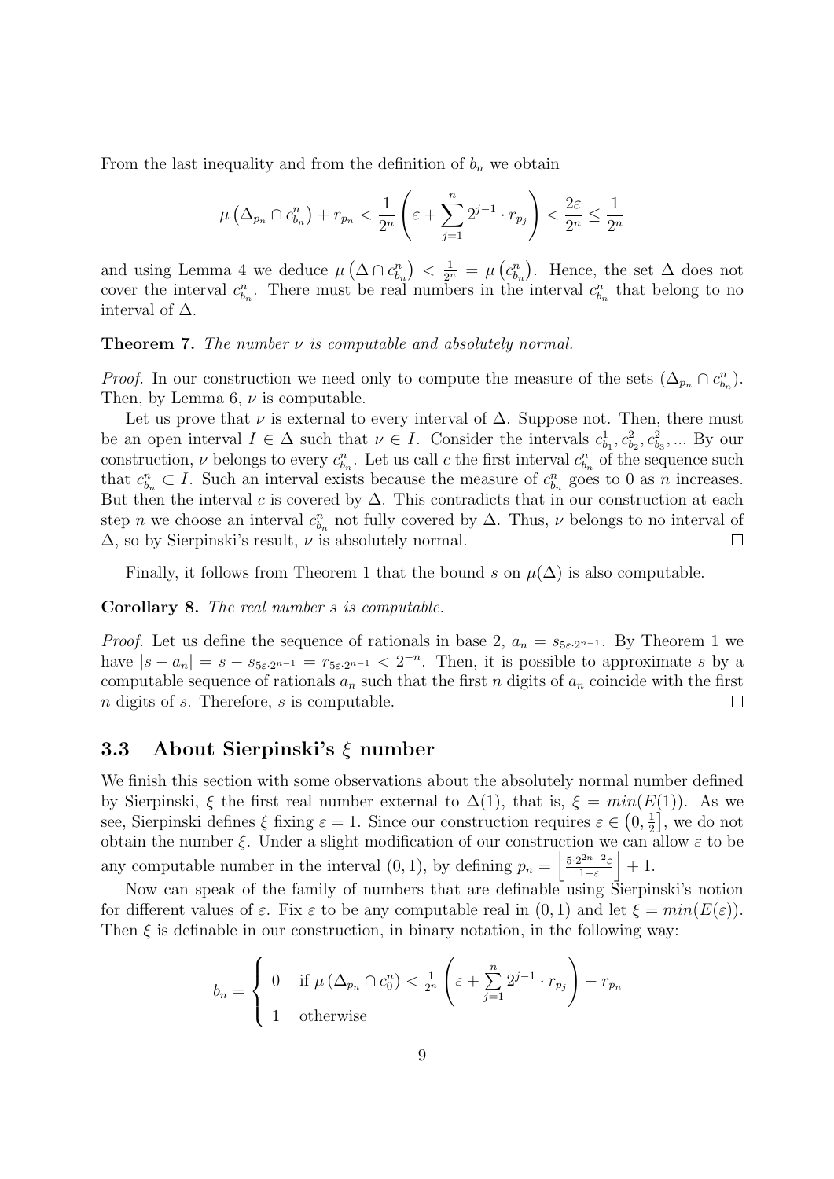From the last inequality and from the definition of $b_n$ we obtain

$$\mu\left(\Delta_{p_n} \cap c_{b_n}^n\right) + r_{p_n} < \frac{1}{2^n}\left(\varepsilon + \sum_{j=1}^{n} 2^{j-1} \cdot r_{p_j}\right) < \frac{2\varepsilon}{2^n} \leq \frac{1}{2^n}$$

and using Lemma 4 we deduce $\mu\left(\Delta \cap c_{b_n}^n\right) < \frac{1}{2^n} = \mu\left(c_{b_n}^n\right)$. Hence, the set $\Delta$ does not cover the interval $c_{b_n}^n$. There must be real numbers in the interval $c_{b_n}^n$ that belong to no interval of $\Delta$.

**Theorem 7.** *The number $\nu$ is computable and absolutely normal.*

*Proof.* In our construction we need only to compute the measure of the sets $(\Delta_{p_n} \cap c_{b_n}^n)$. Then, by Lemma 6, $\nu$ is computable.

Let us prove that $\nu$ is external to every interval of $\Delta$. Suppose not. Then, there must be an open interval $I \in \Delta$ such that $\nu \in I$. Consider the intervals $c_{b_1}^1, c_{b_2}^2, c_{b_3}^2, \ldots$ By our construction, $\nu$ belongs to every $c_{b_n}^n$. Let us call $c$ the first interval $c_{b_n}^n$ of the sequence such that $c_{b_n}^n \subset I$. Such an interval exists because the measure of $c_{b_n}^n$ goes to 0 as $n$ increases. But then the interval $c$ is covered by $\Delta$. This contradicts that in our construction at each step $n$ we choose an interval $c_{b_n}^n$ not fully covered by $\Delta$. Thus, $\nu$ belongs to no interval of $\Delta$, so by Sierpinski's result, $\nu$ is absolutely normal. □

Finally, it follows from Theorem 1 that the bound $s$ on $\mu(\Delta)$ is also computable.

**Corollary 8.** *The real number $s$ is computable.*

*Proof.* Let us define the sequence of rationals in base 2, $a_n = s_{5\varepsilon \cdot 2^{n-1}}$. By Theorem 1 we have $|s - a_n| = s - s_{5\varepsilon \cdot 2^{n-1}} = r_{5\varepsilon \cdot 2^{n-1}} < 2^{-n}$. Then, it is possible to approximate $s$ by a computable sequence of rationals $a_n$ such that the first $n$ digits of $a_n$ coincide with the first $n$ digits of $s$. Therefore, $s$ is computable. □

### 3.3 About Sierpinski's $\xi$ number

We finish this section with some observations about the absolutely normal number defined by Sierpinski, $\xi$ the first real number external to $\Delta(1)$, that is, $\xi = min(E(1))$. As we see, Sierpinski defines $\xi$ fixing $\varepsilon = 1$. Since our construction requires $\varepsilon \in \left(0, \frac{1}{2}\right]$, we do not obtain the number $\xi$. Under a slight modification of our construction we can allow $\varepsilon$ to be any computable number in the interval $(0, 1)$, by defining $p_n = \left\lfloor \frac{5 \cdot 2^{2n-2}\varepsilon}{1-\varepsilon} \right\rfloor + 1$.

Now can speak of the family of numbers that are definable using Sierpinski's notion for different values of $\varepsilon$. Fix $\varepsilon$ to be any computable real in $(0, 1)$ and let $\xi = min(E(\varepsilon))$. Then $\xi$ is definable in our construction, in binary notation, in the following way:

$$b_n = \begin{cases} 0 & \text{if } \mu\left(\Delta_{p_n} \cap c_0^n\right) < \frac{1}{2^n}\left(\varepsilon + \sum_{j=1}^{n} 2^{j-1} \cdot r_{p_j}\right) - r_{p_n} \\ 1 & \text{otherwise} \end{cases}$$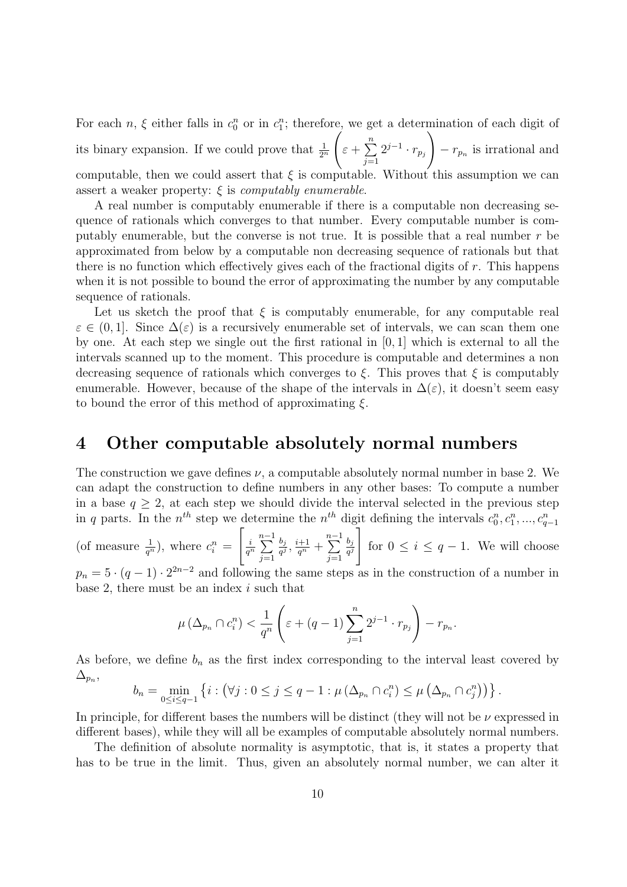For each $n$, $\xi$ either falls in $c_0^n$ or in $c_1^n$; therefore, we get a determination of each digit of its binary expansion. If we could prove that $\frac{1}{2^n}\left(\varepsilon + \sum_{j=1}^{n} 2^{j-1} \cdot r_{p_j}\right) - r_{p_n}$ is irrational and computable, then we could assert that $\xi$ is computable. Without this assumption we can assert a weaker property: $\xi$ is *computably enumerable*.

A real number is computably enumerable if there is a computable non decreasing sequence of rationals which converges to that number. Every computable number is computably enumerable, but the converse is not true. It is possible that a real number $r$ be approximated from below by a computable non decreasing sequence of rationals but that there is no function which effectively gives each of the fractional digits of $r$. This happens when it is not possible to bound the error of approximating the number by any computable sequence of rationals.

Let us sketch the proof that $\xi$ is computably enumerable, for any computable real $\varepsilon \in (0, 1]$. Since $\Delta(\varepsilon)$ is a recursively enumerable set of intervals, we can scan them one by one. At each step we single out the first rational in $[0, 1]$ which is external to all the intervals scanned up to the moment. This procedure is computable and determines a non decreasing sequence of rationals which converges to $\xi$. This proves that $\xi$ is computably enumerable. However, because of the shape of the intervals in $\Delta(\varepsilon)$, it doesn't seem easy to bound the error of this method of approximating $\xi$.

# 4 Other computable absolutely normal numbers

The construction we gave defines $\nu$, a computable absolutely normal number in base 2. We can adapt the construction to define numbers in any other bases: To compute a number in a base $q \geq 2$, at each step we should divide the interval selected in the previous step in $q$ parts. In the $n^{th}$ step we determine the $n^{th}$ digit defining the intervals $c_0^n, c_1^n, ..., c_{q-1}^n$ (of measure $\frac{1}{q^n}$), where $c_i^n = \left[\frac{i}{q^n} \sum_{j=1}^{n-1} \frac{b_j}{q^j}, \frac{i+1}{q^n} + \sum_{j=1}^{n-1} \frac{b_j}{q^j}\right]$ for $0 \leq i \leq q-1$. We will choose $p_n = 5 \cdot (q-1) \cdot 2^{2n-2}$ and following the same steps as in the construction of a number in base 2, there must be an index $i$ such that

$$\mu\left(\Delta_{p_n} \cap c_i^n\right) < \frac{1}{q^n}\left(\varepsilon + (q-1)\sum_{j=1}^{n} 2^{j-1} \cdot r_{p_j}\right) - r_{p_n}.$$

As before, we define $b_n$ as the first index corresponding to the interval least covered by $\Delta_{p_n}$,

$$b_n = \min_{0 \leq i \leq q-1} \left\{ i : \left(\forall j : 0 \leq j \leq q-1 : \mu\left(\Delta_{p_n} \cap c_i^n\right) \leq \mu\left(\Delta_{p_n} \cap c_j^n\right)\right)\right\}.$$

In principle, for different bases the numbers will be distinct (they will not be $\nu$ expressed in different bases), while they will all be examples of computable absolutely normal numbers.

The definition of absolute normality is asymptotic, that is, it states a property that has to be true in the limit. Thus, given an absolutely normal number, we can alter it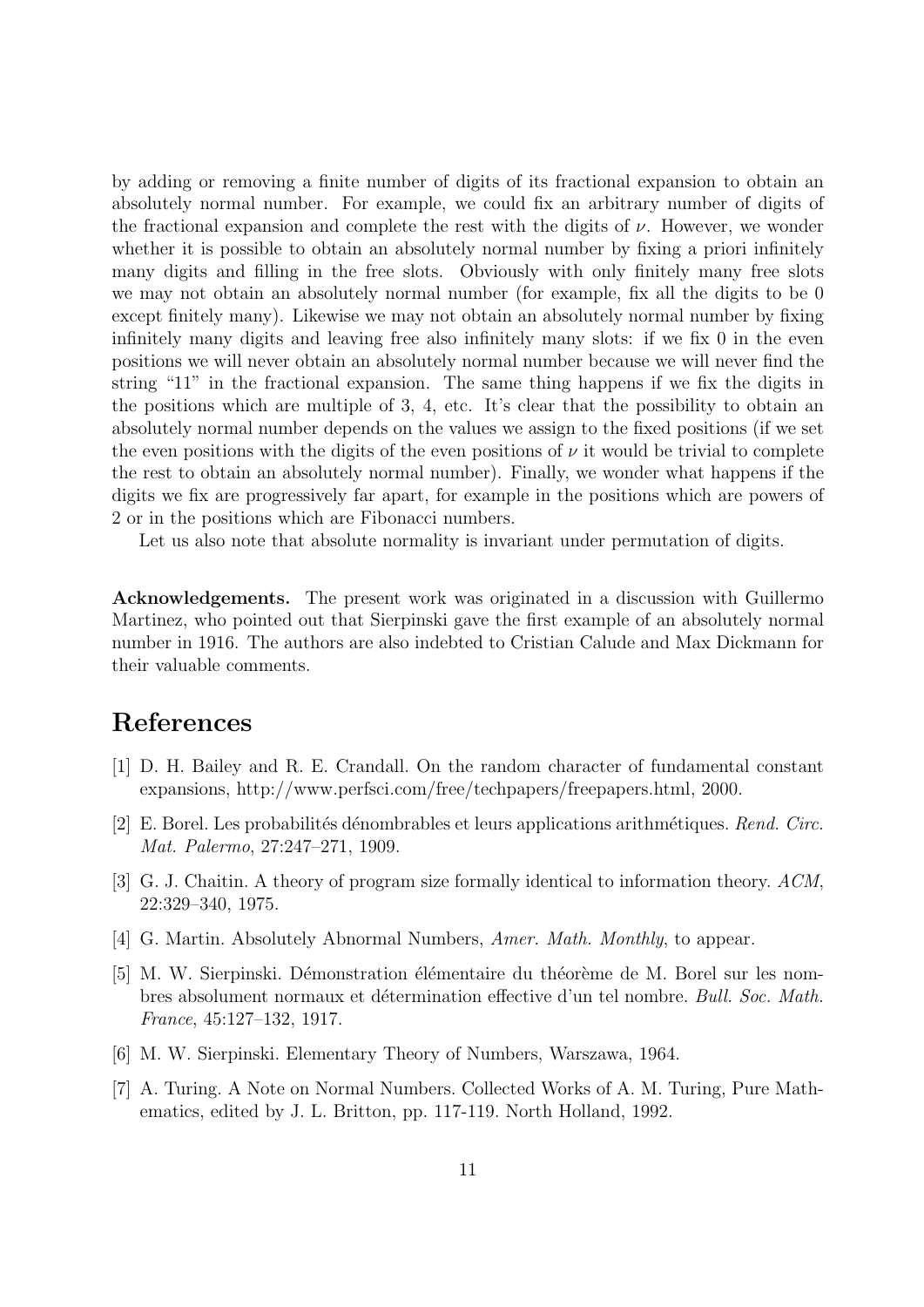by adding or removing a finite number of digits of its fractional expansion to obtain an absolutely normal number. For example, we could fix an arbitrary number of digits of the fractional expansion and complete the rest with the digits of $\nu$. However, we wonder whether it is possible to obtain an absolutely normal number by fixing a priori infinitely many digits and filling in the free slots. Obviously with only finitely many free slots we may not obtain an absolutely normal number (for example, fix all the digits to be 0 except finitely many). Likewise we may not obtain an absolutely normal number by fixing infinitely many digits and leaving free also infinitely many slots: if we fix 0 in the even positions we will never obtain an absolutely normal number because we will never find the string "11" in the fractional expansion. The same thing happens if we fix the digits in the positions which are multiple of 3, 4, etc. It's clear that the possibility to obtain an absolutely normal number depends on the values we assign to the fixed positions (if we set the even positions with the digits of the even positions of $\nu$ it would be trivial to complete the rest to obtain an absolutely normal number). Finally, we wonder what happens if the digits we fix are progressively far apart, for example in the positions which are powers of 2 or in the positions which are Fibonacci numbers.

Let us also note that absolute normality is invariant under permutation of digits.

**Acknowledgements.** The present work was originated in a discussion with Guillermo Martinez, who pointed out that Sierpinski gave the first example of an absolutely normal number in 1916. The authors are also indebted to Cristian Calude and Max Dickmann for their valuable comments.

# References

[1] D. H. Bailey and R. E. Crandall. On the random character of fundamental constant expansions, http://www.perfsci.com/free/techpapers/freepapers.html, 2000.

[2] E. Borel. Les probabilités dénombrables et leurs applications arithmétiques. *Rend. Circ. Mat. Palermo*, 27:247–271, 1909.

[3] G. J. Chaitin. A theory of program size formally identical to information theory. *ACM*, 22:329–340, 1975.

[4] G. Martin. Absolutely Abnormal Numbers, *Amer. Math. Monthly*, to appear.

[5] M. W. Sierpinski. Démonstration élémentaire du théorème de M. Borel sur les nombres absolument normaux et détermination effective d'un tel nombre. *Bull. Soc. Math. France*, 45:127–132, 1917.

[6] M. W. Sierpinski. Elementary Theory of Numbers, Warszawa, 1964.

[7] A. Turing. A Note on Normal Numbers. Collected Works of A. M. Turing, Pure Mathematics, edited by J. L. Britton, pp. 117-119. North Holland, 1992.